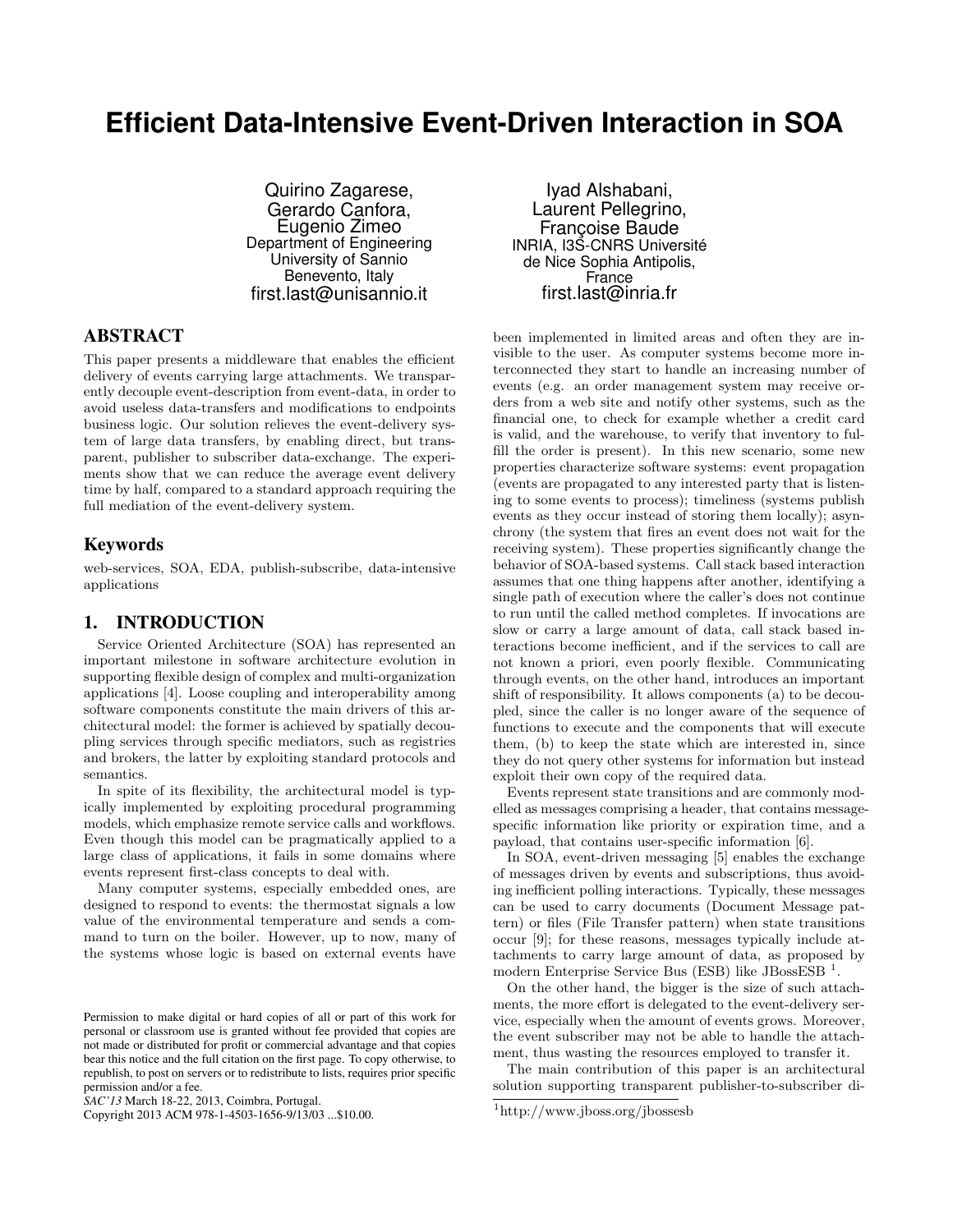# Efficient Data-Intensive Event-Driven Interaction in SOA

Quirino Zagarese, Gerardo Canfora, Eugenio Zimeo
Department of Engineering
University of Sannio
Benevento, Italy
first.last@unisannio.it

Iyad Alshabani, Laurent Pellegrino, Françoise Baude
INRIA, I3S-CNRS Université de Nice Sophia Antipolis, France
first.last@inria.fr

## ABSTRACT

This paper presents a middleware that enables the efficient delivery of events carrying large attachments. We transparently decouple event-description from event-data, in order to avoid useless data-transfers and modifications to endpoints business logic. Our solution relieves the event-delivery system of large data transfers, by enabling direct, but transparent, publisher to subscriber data-exchange. The experiments show that we can reduce the average event delivery time by half, compared to a standard approach requiring the full mediation of the event-delivery system.

## Keywords

web-services, SOA, EDA, publish-subscribe, data-intensive applications

## 1. INTRODUCTION

Service Oriented Architecture (SOA) has represented an important milestone in software architecture evolution in supporting flexible design of complex and multi-organization applications [4]. Loose coupling and interoperability among software components constitute the main drivers of this architectural model: the former is achieved by spatially decoupling services through specific mediators, such as registries and brokers, the latter by exploiting standard protocols and semantics.

In spite of its flexibility, the architectural model is typically implemented by exploiting procedural programming models, which emphasize remote service calls and workflows. Even though this model can be pragmatically applied to a large class of applications, it fails in some domains where events represent first-class concepts to deal with.

Many computer systems, especially embedded ones, are designed to respond to events: the thermostat signals a low value of the environmental temperature and sends a command to turn on the boiler. However, up to now, many of the systems whose logic is based on external events have been implemented in limited areas and often they are invisible to the user. As computer systems become more interconnected they start to handle an increasing number of events (e.g. an order management system may receive orders from a web site and notify other systems, such as the financial one, to check for example whether a credit card is valid, and the warehouse, to verify that inventory to fulfill the order is present). In this new scenario, some new properties characterize software systems: event propagation (events are propagated to any interested party that is listening to some events to process); timeliness (systems publish events as they occur instead of storing them locally); asynchrony (the system that fires an event does not wait for the receiving system). These properties significantly change the behavior of SOA-based systems. Call stack based interaction assumes that one thing happens after another, identifying a single path of execution where the caller's does not continue to run until the called method completes. If invocations are slow or carry a large amount of data, call stack based interactions become inefficient, and if the services to call are not known a priori, even poorly flexible. Communicating through events, on the other hand, introduces an important shift of responsibility. It allows components (a) to be decoupled, since the caller is no longer aware of the sequence of functions to execute and the components that will execute them, (b) to keep the state which are interested in, since they do not query other systems for information but instead exploit their own copy of the required data.

Events represent state transitions and are commonly modelled as messages comprising a header, that contains message-specific information like priority or expiration time, and a payload, that contains user-specific information [6].

In SOA, event-driven messaging [5] enables the exchange of messages driven by events and subscriptions, thus avoiding inefficient polling interactions. Typically, these messages can be used to carry documents (Document Message pattern) or files (File Transfer pattern) when state transitions occur [9]; for these reasons, messages typically include attachments to carry large amount of data, as proposed by modern Enterprise Service Bus (ESB) like JBossESB [1].

On the other hand, the bigger is the size of such attachments, the more effort is delegated to the event-delivery service, especially when the amount of events grows. Moreover, the event subscriber may not be able to handle the attachment, thus wasting the resources employed to transfer it.

The main contribution of this paper is an architectural solution supporting transparent publisher-to-subscriber di-

[1]http://www.jboss.org/jbossesb

Permission to make digital or hard copies of all or part of this work for personal or classroom use is granted without fee provided that copies are not made or distributed for profit or commercial advantage and that copies bear this notice and the full citation on the first page. To copy otherwise, to republish, to post on servers or to redistribute to lists, requires prior specific permission and/or a fee.
*SAC'13* March 18-22, 2013, Coimbra, Portugal.
Copyright 2013 ACM 978-1-4503-1656-9/13/03 ...$10.00.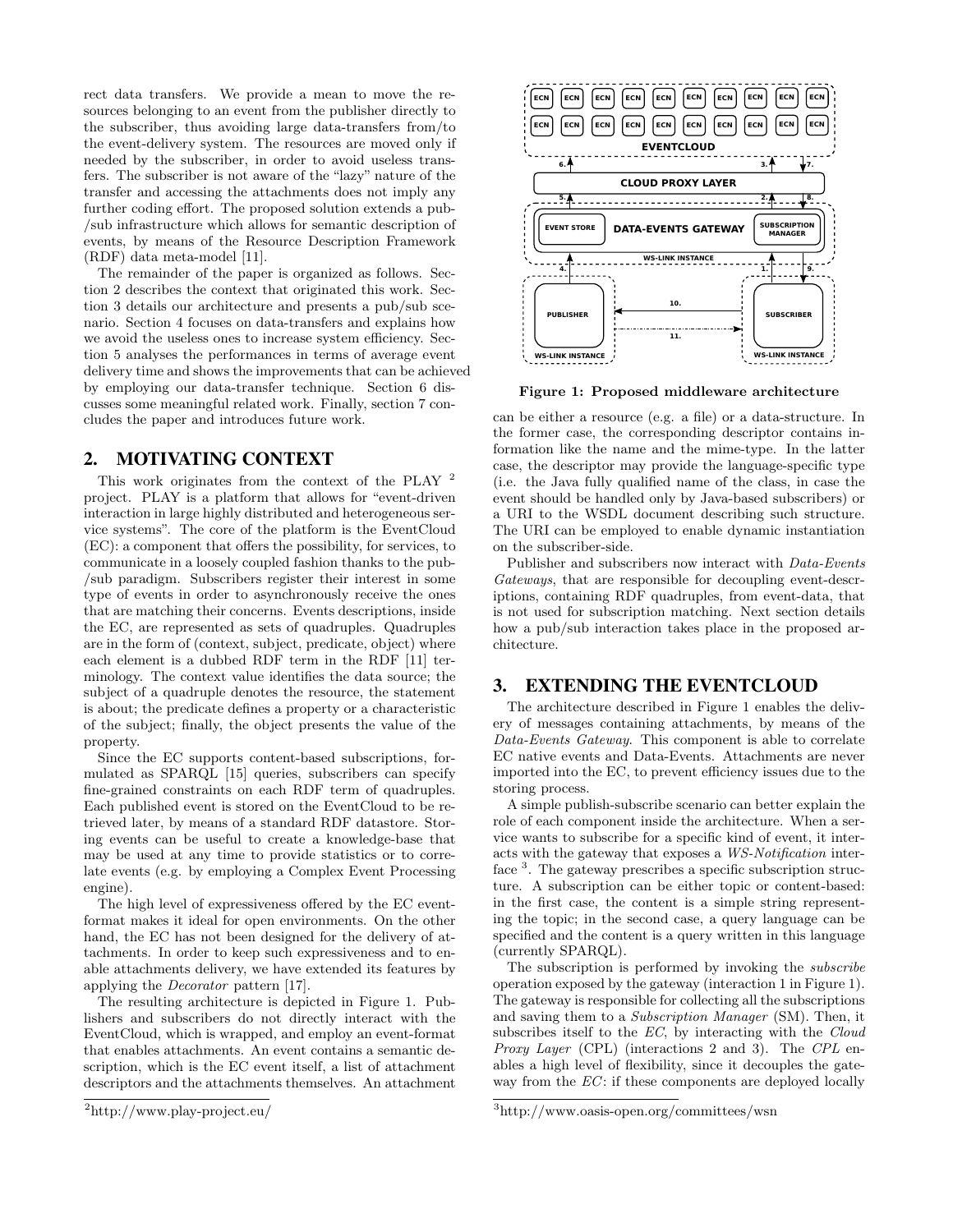rect data transfers. We provide a mean to move the resources belonging to an event from the publisher directly to the subscriber, thus avoiding large data-transfers from/to the event-delivery system. The resources are moved only if needed by the subscriber, in order to avoid useless transfers. The subscriber is not aware of the "lazy" nature of the transfer and accessing the attachments does not imply any further coding effort. The proposed solution extends a pub-/sub infrastructure which allows for semantic description of events, by means of the Resource Description Framework (RDF) data meta-model [11].

The remainder of the paper is organized as follows. Section 2 describes the context that originated this work. Section 3 details our architecture and presents a pub/sub scenario. Section 4 focuses on data-transfers and explains how we avoid the useless ones to increase system efficiency. Section 5 analyses the performances in terms of average event delivery time and shows the improvements that can be achieved by employing our data-transfer technique. Section 6 discusses some meaningful related work. Finally, section 7 concludes the paper and introduces future work.

## 2. MOTIVATING CONTEXT

This work originates from the context of the PLAY [2] project. PLAY is a platform that allows for "event-driven interaction in large highly distributed and heterogeneous service systems". The core of the platform is the EventCloud (EC): a component that offers the possibility, for services, to communicate in a loosely coupled fashion thanks to the pub-/sub paradigm. Subscribers register their interest in some type of events in order to asynchronously receive the ones that are matching their concerns. Events descriptions, inside the EC, are represented as sets of quadruples. Quadruples are in the form of (context, subject, predicate, object) where each element is a dubbed RDF term in the RDF [11] terminology. The context value identifies the data source; the subject of a quadruple denotes the resource, the statement is about; the predicate defines a property or a characteristic of the subject; finally, the object presents the value of the property.

Since the EC supports content-based subscriptions, formulated as SPARQL [15] queries, subscribers can specify fine-grained constraints on each RDF term of quadruples. Each published event is stored on the EventCloud to be retrieved later, by means of a standard RDF datastore. Storing events can be useful to create a knowledge-base that may be used at any time to provide statistics or to correlate events (e.g. by employing a Complex Event Processing engine).

The high level of expressiveness offered by the EC event-format makes it ideal for open environments. On the other hand, the EC has not been designed for the delivery of attachments. In order to keep such expressiveness and to enable attachments delivery, we have extended its features by applying the *Decorator* pattern [17].

The resulting architecture is depicted in Figure 1. Publishers and subscribers do not directly interact with the EventCloud, which is wrapped, and employ an event-format that enables attachments. An event contains a semantic description, which is the EC event itself, a list of attachment descriptors and the attachments themselves. An attachment can be either a resource (e.g. a file) or a data-structure. In the former case, the corresponding descriptor contains information like the name and the mime-type. In the latter case, the descriptor may provide the language-specific type (i.e. the Java fully qualified name of the class, in case the event should be handled only by Java-based subscribers) or a URI to the WSDL document describing such structure. The URI can be employed to enable dynamic instantiation on the subscriber-side.

[2] http://www.play-project.eu/

ECN ECN ECN ECN ECN ECN ECN ECN ECN ECN
ECN ECN ECN ECN ECN ECN ECN ECN ECN ECN
EVENTCLOUD
6. 3. 7.
CLOUD PROXY LAYER
5. 2. 8.
EVENT STORE
DATA-EVENTS GATEWAY
SUBSCRIPTION MANAGER
WS-LINK INSTANCE
4. 1. 9.
PUBLISHER
10.
11.
SUBSCRIBER
WS-LINK INSTANCE
WS-LINK INSTANCE

**Figure 1: Proposed middleware architecture**

Publisher and subscribers now interact with *Data-Events Gateways*, that are responsible for decoupling event-descriptions, containing RDF quadruples, from event-data, that is not used for subscription matching. Next section details how a pub/sub interaction takes place in the proposed architecture.

## 3. EXTENDING THE EVENTCLOUD

The architecture described in Figure 1 enables the delivery of messages containing attachments, by means of the *Data-Events Gateway*. This component is able to correlate EC native events and Data-Events. Attachments are never imported into the EC, to prevent efficiency issues due to the storing process.

A simple publish-subscribe scenario can better explain the role of each component inside the architecture. When a service wants to subscribe for a specific kind of event, it interacts with the gateway that exposes a *WS-Notification* interface [3]. The gateway prescribes a specific subscription structure. A subscription can be either topic or content-based: in the first case, the content is a simple string representing the topic; in the second case, a query language can be specified and the content is a query written in this language (currently SPARQL).

The subscription is performed by invoking the *subscribe* operation exposed by the gateway (interaction 1 in Figure 1). The gateway is responsible for collecting all the subscriptions and saving them to a *Subscription Manager* (SM). Then, it subscribes itself to the *EC*, by interacting with the *Cloud Proxy Layer* (CPL) (interactions 2 and 3). The *CPL* enables a high level of flexibility, since it decouples the gateway from the *EC*: if these components are deployed locally

[3] http://www.oasis-open.org/committees/wsn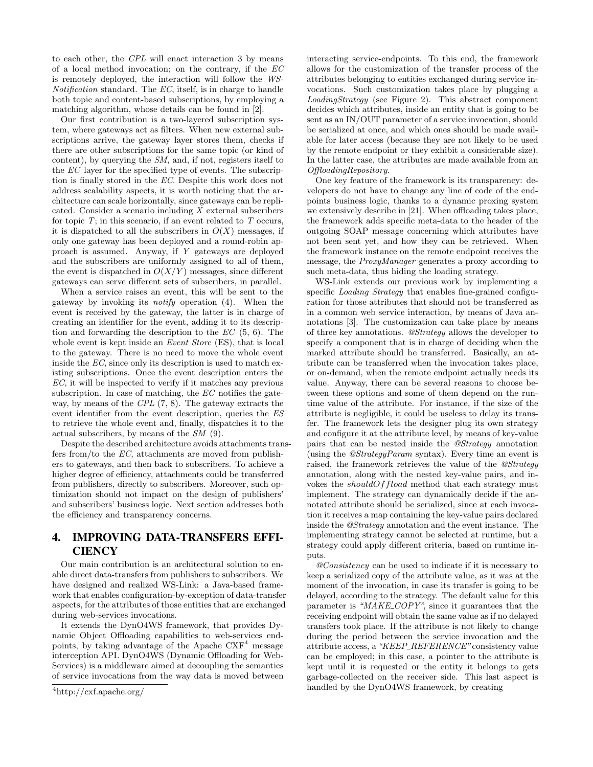to each other, the *CPL* will enact interaction 3 by means of a local method invocation; on the contrary, if the *EC* is remotely deployed, the interaction will follow the *WS-Notification* standard. The *EC*, itself, is in charge to handle both topic and content-based subscriptions, by employing a matching algorithm, whose details can be found in [2].

Our first contribution is a two-layered subscription system, where gateways act as filters. When new external subscriptions arrive, the gateway layer stores them, checks if there are other subscriptions for the same topic (or kind of content), by querying the *SM*, and, if not, registers itself to the *EC* layer for the specified type of events. The subscription is finally stored in the *EC*. Despite this work does not address scalability aspects, it is worth noticing that the architecture can scale horizontally, since gateways can be replicated. Consider a scenario including $X$ external subscribers for topic $T$; in this scenario, if an event related to $T$ occurs, it is dispatched to all the subscribers in $O(X)$ messages, if only one gateway has been deployed and a round-robin approach is assumed. Anyway, if $Y$ gateways are deployed and the subscribers are uniformly assigned to all of them, the event is dispatched in $O(X/Y)$ messages, since different gateways can serve different sets of subscribers, in parallel.

When a service raises an event, this will be sent to the gateway by invoking its *notify* operation (4). When the event is received by the gateway, the latter is in charge of creating an identifier for the event, adding it to its description and forwarding the description to the *EC* (5, 6). The whole event is kept inside an *Event Store* (ES), that is local to the gateway. There is no need to move the whole event inside the *EC*, since only its description is used to match existing subscriptions. Once the event description enters the *EC*, it will be inspected to verify if it matches any previous subscription. In case of matching, the *EC* notifies the gateway, by means of the *CPL* (7, 8). The gateway extracts the event identifier from the event description, queries the *ES* to retrieve the whole event and, finally, dispatches it to the actual subscribers, by means of the *SM* (9).

Despite the described architecture avoids attachments transfers from/to the *EC*, attachments are moved from publishers to gateways, and then back to subscribers. To achieve a higher degree of efficiency, attachments could be transferred from publishers, directly to subscribers. Moreover, such optimization should not impact on the design of publishers' and subscribers' business logic. Next section addresses both the efficiency and transparency concerns.

# 4. IMPROVING DATA-TRANSFERS EFFICIENCY

Our main contribution is an architectural solution to enable direct data-transfers from publishers to subscribers. We have designed and realized WS-Link: a Java-based framework that enables configuration-by-exception of data-transfer aspects, for the attributes of those entities that are exchanged during web-services invocations.

It extends the DynO4WS framework, that provides Dynamic Object Offloading capabilities to web-services endpoints, by taking advantage of the Apache CXF[4] message interception API. DynO4WS (Dynamic Offloading for Web-Services) is a middleware aimed at decoupling the semantics of service invocations from the way data is moved between interacting service-endpoints. To this end, the framework allows for the customization of the transfer process of the attributes belonging to entities exchanged during service invocations. Such customization takes place by plugging a *LoadingStrategy* (see Figure 2). This abstract component decides which attributes, inside an entity that is going to be sent as an IN/OUT parameter of a service invocation, should be serialized at once, and which ones should be made available for later access (because they are not likely to be used by the remote endpoint or they exhibit a considerable size). In the latter case, the attributes are made available from an *OffloadingRepository*.

One key feature of the framework is its transparency: developers do not have to change any line of code of the endpoints business logic, thanks to a dynamic proxing system we extensively describe in [21]. When offloading takes place, the framework adds specific meta-data to the header of the outgoing SOAP message concerning which attributes have not been sent yet, and how they can be retrieved. When the framework instance on the remote endpoint receives the message, the *ProxyManager* generates a proxy according to such meta-data, thus hiding the loading strategy.

WS-Link extends our previous work by implementing a specific *Loading Strategy* that enables fine-grained configuration for those attributes that should not be transferred as in a common web service interaction, by means of Java annotations [3]. The customization can take place by means of three key annotations. *@Strategy* allows the developer to specify a component that is in charge of deciding when the marked attribute should be transferred. Basically, an attribute can be transferred when the invocation takes place, or on-demand, when the remote endpoint actually needs its value. Anyway, there can be several reasons to choose between these options and some of them depend on the runtime value of the attribute. For instance, if the size of the attribute is negligible, it could be useless to delay its transfer. The framework lets the designer plug its own strategy and configure it at the attribute level, by means of key-value pairs that can be nested inside the *@Strategy* annotation (using the *@StrategyParam* syntax). Every time an event is raised, the framework retrieves the value of the *@Strategy* annotation, along with the nested key-value pairs, and invokes the $shouldOffload$ method that each strategy must implement. The strategy can dynamically decide if the annotated attribute should be serialized, since at each invocation it receives a map containing the key-value pairs declared inside the *@Strategy* annotation and the event instance. The implementing strategy cannot be selected at runtime, but a strategy could apply different criteria, based on runtime inputs.

*@Consistency* can be used to indicate if it is necessary to keep a serialized copy of the attribute value, as it was at the moment of the invocation, in case its transfer is going to be delayed, according to the strategy. The default value for this parameter is *"MAKE_COPY"*, since it guarantees that the receiving endpoint will obtain the same value as if no delayed transfers took place. If the attribute is not likely to change during the period between the service invocation and the attribute access, a *"KEEP_REFERENCE"* consistency value can be employed; in this case, a pointer to the attribute is kept until it is requested or the entity it belongs to gets garbage-collected on the receiver side. This last aspect is handled by the DynO4WS framework, by creating

[4] http://cxf.apache.org/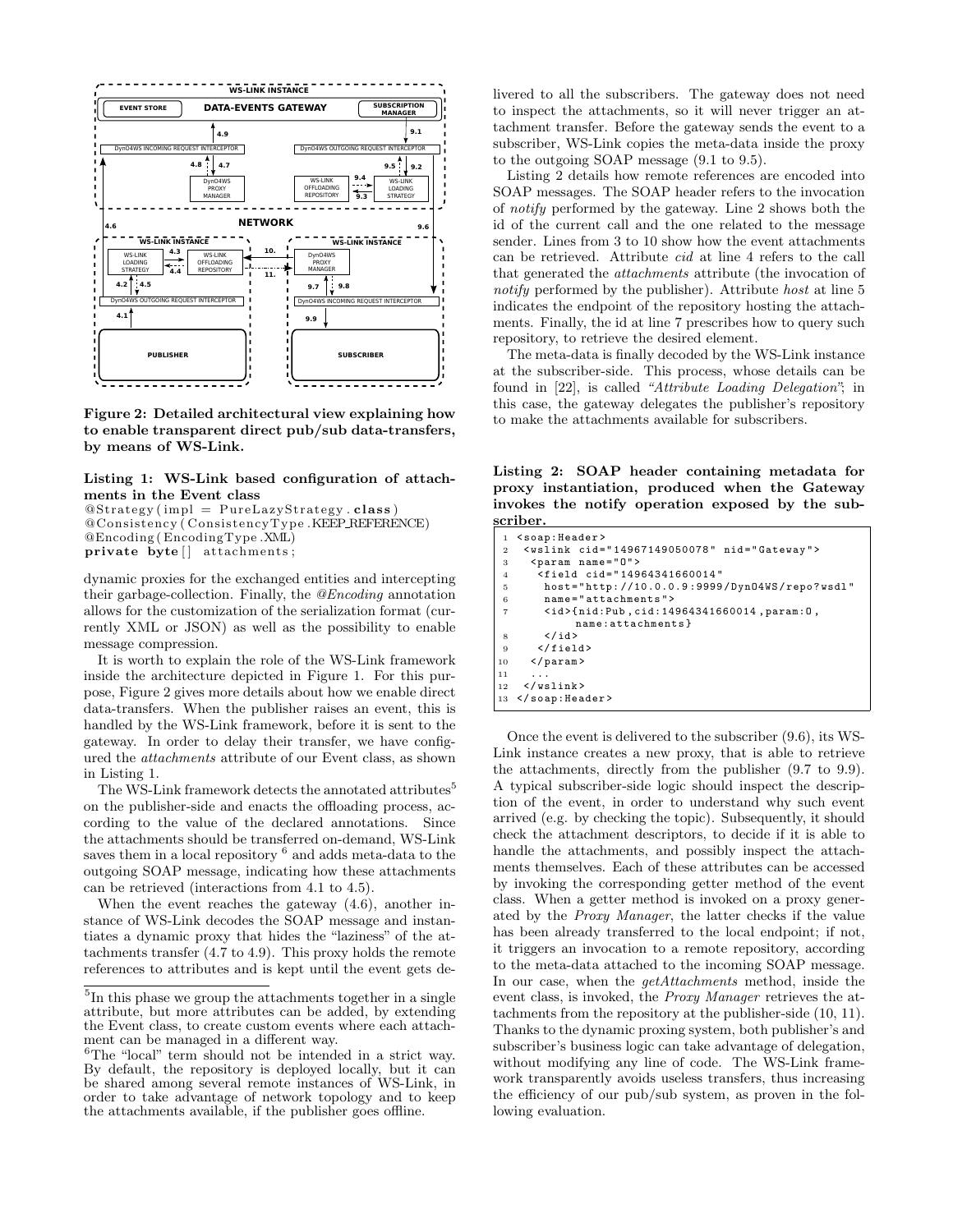Figure 2: Detailed architectural view explaining how to enable transparent direct pub/sub data-transfers, by means of WS-Link.

**Listing 1: WS-Link based configuration of attachments in the Event class**

```
@Strategy(impl = PureLazyStrategy.class)
@Consistency(ConsistencyType.KEEP_REFERENCE)
@Encoding(EncodingType.XML)
private byte[] attachments;
```

dynamic proxies for the exchanged entities and intercepting their garbage-collection. Finally, the *@Encoding* annotation allows for the customization of the serialization format (currently XML or JSON) as well as the possibility to enable message compression.

It is worth to explain the role of the WS-Link framework inside the architecture depicted in Figure 1. For this purpose, Figure 2 gives more details about how we enable direct data-transfers. When the publisher raises an event, this is handled by the WS-Link framework, before it is sent to the gateway. In order to delay their transfer, we have configured the *attachments* attribute of our Event class, as shown in Listing 1.

The WS-Link framework detects the annotated attributes[5] on the publisher-side and enacts the offloading process, according to the value of the declared annotations. Since the attachments should be transferred on-demand, WS-Link saves them in a local repository [6] and adds meta-data to the outgoing SOAP message, indicating how these attachments can be retrieved (interactions from 4.1 to 4.5).

When the event reaches the gateway (4.6), another instance of WS-Link decodes the SOAP message and instantiates a dynamic proxy that hides the "laziness" of the attachments transfer (4.7 to 4.9). This proxy holds the remote references to attributes and is kept until the event gets delivered to all the subscribers. The gateway does not need to inspect the attachments, so it will never trigger an attachment transfer. Before the gateway sends the event to a subscriber, WS-Link copies the meta-data inside the proxy to the outgoing SOAP message (9.1 to 9.5).

Listing 2 details how remote references are encoded into SOAP messages. The SOAP header refers to the invocation of *notify* performed by the gateway. Line 2 shows both the id of the current call and the one related to the message sender. Lines from 3 to 10 show how the event attachments can be retrieved. Attribute *cid* at line 4 refers to the call that generated the *attachments* attribute (the invocation of *notify* performed by the publisher). Attribute *host* at line 5 indicates the endpoint of the repository hosting the attachments. Finally, the id at line 7 prescribes how to query such repository, to retrieve the desired element.

The meta-data is finally decoded by the WS-Link instance at the subscriber-side. This process, whose details can be found in [22], is called *"Attribute Loading Delegation"*; in this case, the gateway delegates the publisher's repository to make the attachments available for subscribers.

**Listing 2: SOAP header containing metadata for proxy instantiation, produced when the Gateway invokes the notify operation exposed by the subscriber.**

```
1  <soap:Header>
2   <wslink cid="14967149050078" nid="Gateway">
3    <param name="0">
4     <field cid="14964341660014"
5      host="http://10.0.0.9:9999/DynO4WS/repo?wsdl"
6      name="attachments">
7      <id>{nid:Pub,cid:14964341660014,param:0,
          name:attachments}
8      </id>
9     </field>
10   </param>
11   ...
12  </wslink>
13 </soap:Header>
```

Once the event is delivered to the subscriber (9.6), its WS-Link instance creates a new proxy, that is able to retrieve the attachments, directly from the publisher (9.7 to 9.9). A typical subscriber-side logic should inspect the description of the event, in order to understand why such event arrived (e.g. by checking the topic). Subsequently, it should check the attachment descriptors, to decide if it is able to handle the attachments, and possibly inspect the attachments themselves. Each of these attributes can be accessed by invoking the corresponding getter method of the event class. When a getter method is invoked on a proxy generated by the *Proxy Manager*, the latter checks if the value has been already transferred to the local endpoint; if not, it triggers an invocation to a remote repository, according to the meta-data attached to the incoming SOAP message. In our case, when the *getAttachments* method, inside the event class, is invoked, the *Proxy Manager* retrieves the attachments from the repository at the publisher-side (10, 11). Thanks to the dynamic proxing system, both publisher's and subscriber's business logic can take advantage of delegation, without modifying any line of code. The WS-Link framework transparently avoids useless transfers, thus increasing the efficiency of our pub/sub system, as proven in the following evaluation.

[5] In this phase we group the attachments together in a single attribute, but more attributes can be added, by extending the Event class, to create custom events where each attachment can be managed in a different way.

[6] The "local" term should not be intended in a strict way. By default, the repository is deployed locally, but it can be shared among several remote instances of WS-Link, in order to take advantage of network topology and to keep the attachments available, if the publisher goes offline.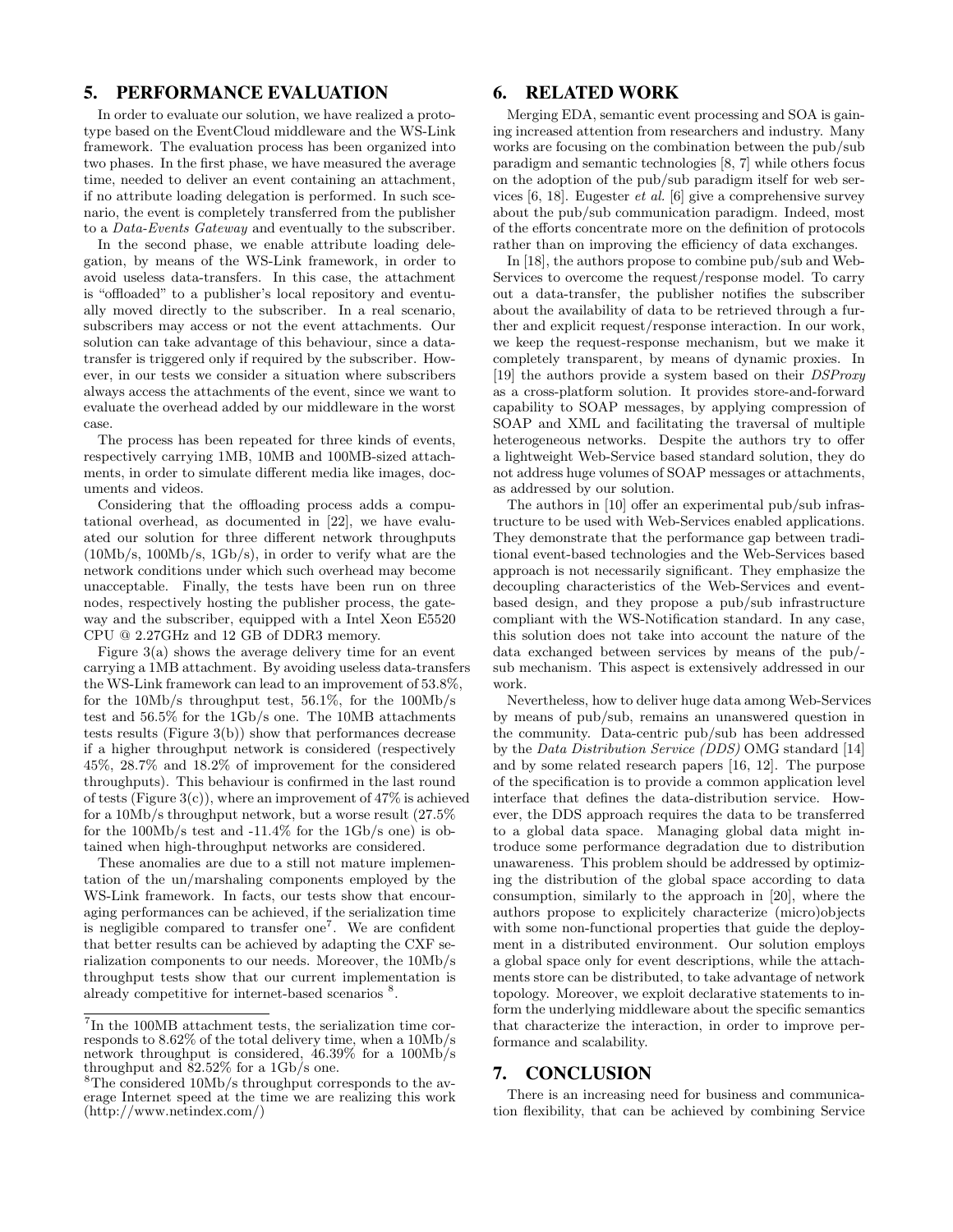## 5. PERFORMANCE EVALUATION

In order to evaluate our solution, we have realized a prototype based on the EventCloud middleware and the WS-Link framework. The evaluation process has been organized into two phases. In the first phase, we have measured the average time, needed to deliver an event containing an attachment, if no attribute loading delegation is performed. In such scenario, the event is completely transferred from the publisher to a *Data-Events Gateway* and eventually to the subscriber.

In the second phase, we enable attribute loading delegation, by means of the WS-Link framework, in order to avoid useless data-transfers. In this case, the attachment is "offloaded" to a publisher's local repository and eventually moved directly to the subscriber. In a real scenario, subscribers may access or not the event attachments. Our solution can take advantage of this behaviour, since a data-transfer is triggered only if required by the subscriber. However, in our tests we consider a situation where subscribers always access the attachments of the event, since we want to evaluate the overhead added by our middleware in the worst case.

The process has been repeated for three kinds of events, respectively carrying 1MB, 10MB and 100MB-sized attachments, in order to simulate different media like images, documents and videos.

Considering that the offloading process adds a computational overhead, as documented in [22], we have evaluated our solution for three different network throughputs (10Mb/s, 100Mb/s, 1Gb/s), in order to verify what are the network conditions under which such overhead may become unacceptable. Finally, the tests have been run on three nodes, respectively hosting the publisher process, the gateway and the subscriber, equipped with a Intel Xeon E5520 CPU @ 2.27GHz and 12 GB of DDR3 memory.

Figure 3(a) shows the average delivery time for an event carrying a 1MB attachment. By avoiding useless data-transfers the WS-Link framework can lead to an improvement of 53.8%, for the 10Mb/s throughput test, 56.1%, for the 100Mb/s test and 56.5% for the 1Gb/s one. The 10MB attachments tests results (Figure 3(b)) show that performances decrease if a higher throughput network is considered (respectively 45%, 28.7% and 18.2% of improvement for the considered throughputs). This behaviour is confirmed in the last round of tests (Figure 3(c)), where an improvement of 47% is achieved for a 10Mb/s throughput network, but a worse result (27.5% for the 100Mb/s test and -11.4% for the 1Gb/s one) is obtained when high-throughput networks are considered.

These anomalies are due to a still not mature implementation of the un/marshaling components employed by the WS-Link framework. In facts, our tests show that encouraging performances can be achieved, if the serialization time is negligible compared to transfer one[7]. We are confident that better results can be achieved by adapting the CXF serialization components to our needs. Moreover, the 10Mb/s throughput tests show that our current implementation is already competitive for internet-based scenarios [8].

[7] In the 100MB attachment tests, the serialization time corresponds to 8.62% of the total delivery time, when a 10Mb/s network throughput is considered, 46.39% for a 100Mb/s throughput and 82.52% for a 1Gb/s one.

[8] The considered 10Mb/s throughput corresponds to the average Internet speed at the time we are realizing this work (http://www.netindex.com/)

## 6. RELATED WORK

Merging EDA, semantic event processing and SOA is gaining increased attention from researchers and industry. Many works are focusing on the combination between the pub/sub paradigm and semantic technologies [8, 7] while others focus on the adoption of the pub/sub paradigm itself for web services [6, 18]. Eugester *et al.* [6] give a comprehensive survey about the pub/sub communication paradigm. Indeed, most of the efforts concentrate more on the definition of protocols rather than on improving the efficiency of data exchanges.

In [18], the authors propose to combine pub/sub and Web-Services to overcome the request/response model. To carry out a data-transfer, the publisher notifies the subscriber about the availability of data to be retrieved through a further and explicit request/response interaction. In our work, we keep the request-response mechanism, but we make it completely transparent, by means of dynamic proxies. In [19] the authors provide a system based on their *DSProxy* as a cross-platform solution. It provides store-and-forward capability to SOAP messages, by applying compression of SOAP and XML and facilitating the traversal of multiple heterogeneous networks. Despite the authors try to offer a lightweight Web-Service based standard solution, they do not address huge volumes of SOAP messages or attachments, as addressed by our solution.

The authors in [10] offer an experimental pub/sub infrastructure to be used with Web-Services enabled applications. They demonstrate that the performance gap between traditional event-based technologies and the Web-Services based approach is not necessarily significant. They emphasize the decoupling characteristics of the Web-Services and event-based design, and they propose a pub/sub infrastructure compliant with the WS-Notification standard. In any case, this solution does not take into account the nature of the data exchanged between services by means of the pub/sub mechanism. This aspect is extensively addressed in our work.

Nevertheless, how to deliver huge data among Web-Services by means of pub/sub, remains an unanswered question in the community. Data-centric pub/sub has been addressed by the *Data Distribution Service (DDS)* OMG standard [14] and by some related research papers [16, 12]. The purpose of the specification is to provide a common application level interface that defines the data-distribution service. However, the DDS approach requires the data to be transferred to a global data space. Managing global data might introduce some performance degradation due to distribution unawareness. This problem should be addressed by optimizing the distribution of the global space according to data consumption, similarly to the approach in [20], where the authors propose to explicitely characterize (micro)objects with some non-functional properties that guide the deployment in a distributed environment. Our solution employs a global space only for event descriptions, while the attachments store can be distributed, to take advantage of network topology. Moreover, we exploit declarative statements to inform the underlying middleware about the specific semantics that characterize the interaction, in order to improve performance and scalability.

## 7. CONCLUSION

There is an increasing need for business and communication flexibility, that can be achieved by combining Service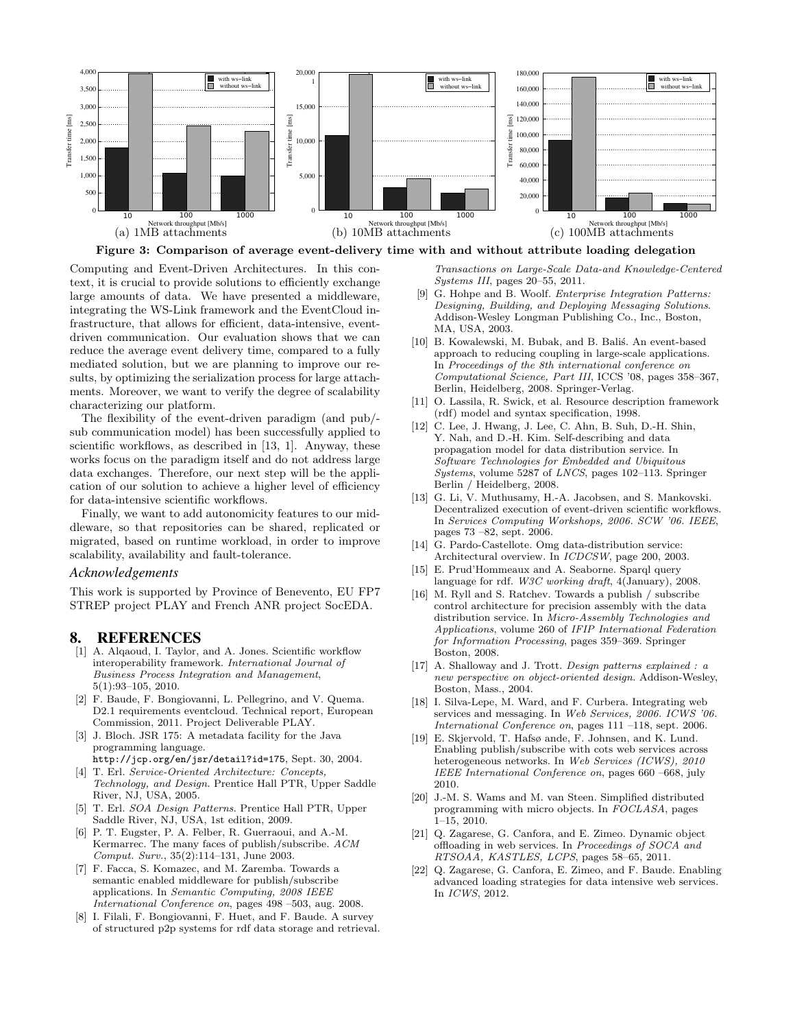4,000
3,500
3,000
2,500
2,000
1,500
1,000
500
0

Transfer time [ms]

with ws−link
without ws−link

10
100
1000

Network throughput [Mb/s]

(a) 1MB attachments

20,000
15,000
10,000
5,000
0

Transfer time [ms]

with ws−link
without ws−link

10
100
1000

Network throughput [Mb/s]

(b) 10MB attachments

180,000
160,000
140,000
120,000
100,000
80,000
60,000
40,000
20,000
0

Transfer time [ms]

with ws−link
without ws−link

10
100
1000

Network throughput [Mb/s]

(c) 100MB attachments

**Figure 3: Comparison of average event-delivery time with and without attribute loading delegation**

Computing and Event-Driven Architectures. In this context, it is crucial to provide solutions to efficiently exchange large amounts of data. We have presented a middleware, integrating the WS-Link framework and the EventCloud infrastructure, that allows for efficient, data-intensive, event-driven communication. Our evaluation shows that we can reduce the average event delivery time, compared to a fully mediated solution, but we are planning to improve our results, by optimizing the serialization process for large attachments. Moreover, we want to verify the degree of scalability characterizing our platform.

The flexibility of the event-driven paradigm (and pub/-sub communication model) has been successfully applied to scientific workflows, as described in [13, 1]. Anyway, these works focus on the paradigm itself and do not address large data exchanges. Therefore, our next step will be the application of our solution to achieve a higher level of efficiency for data-intensive scientific workflows.

Finally, we want to add autonomicity features to our middleware, so that repositories can be shared, replicated or migrated, based on runtime workload, in order to improve scalability, availability and fault-tolerance.

### Acknowledgements

This work is supported by Province of Benevento, EU FP7 STREP project PLAY and French ANR project SocEDA.

## 8. REFERENCES

[1] A. Alqaoud, I. Taylor, and A. Jones. Scientific workflow interoperability framework. *International Journal of Business Process Integration and Management*, 5(1):93–105, 2010.

[2] F. Baude, F. Bongiovanni, L. Pellegrino, and V. Quema. D2.1 requirements eventcloud. Technical report, European Commission, 2011. Project Deliverable PLAY.

[3] J. Bloch. JSR 175: A metadata facility for the Java programming language. http://jcp.org/en/jsr/detail?id=175, Sept. 30, 2004.

[4] T. Erl. *Service-Oriented Architecture: Concepts, Technology, and Design*. Prentice Hall PTR, Upper Saddle River, NJ, USA, 2005.

[5] T. Erl. *SOA Design Patterns*. Prentice Hall PTR, Upper Saddle River, NJ, USA, 1st edition, 2009.

[6] P. T. Eugster, P. A. Felber, R. Guerraoui, and A.-M. Kermarrec. The many faces of publish/subscribe. *ACM Comput. Surv.*, 35(2):114–131, June 2003.

[7] F. Facca, S. Komazec, and M. Zaremba. Towards a semantic enabled middleware for publish/subscribe applications. In *Semantic Computing, 2008 IEEE International Conference on*, pages 498 –503, aug. 2008.

[8] I. Filali, F. Bongiovanni, F. Huet, and F. Baude. A survey of structured p2p systems for rdf data storage and retrieval. *Transactions on Large-Scale Data-and Knowledge-Centered Systems III*, pages 20–55, 2011.

[9] G. Hohpe and B. Woolf. *Enterprise Integration Patterns: Designing, Building, and Deploying Messaging Solutions*. Addison-Wesley Longman Publishing Co., Inc., Boston, MA, USA, 2003.

[10] B. Kowalewski, M. Bubak, and B. Baliś. An event-based approach to reducing coupling in large-scale applications. In *Proceedings of the 8th international conference on Computational Science, Part III*, ICCS '08, pages 358–367, Berlin, Heidelberg, 2008. Springer-Verlag.

[11] O. Lassila, R. Swick, et al. Resource description framework (rdf) model and syntax specification, 1998.

[12] C. Lee, J. Hwang, J. Lee, C. Ahn, B. Suh, D.-H. Shin, Y. Nah, and D.-H. Kim. Self-describing and data propagation model for data distribution service. In *Software Technologies for Embedded and Ubiquitous Systems*, volume 5287 of *LNCS*, pages 102–113. Springer Berlin / Heidelberg, 2008.

[13] G. Li, V. Muthusamy, H.-A. Jacobsen, and S. Mankovski. Decentralized execution of event-driven scientific workflows. In *Services Computing Workshops, 2006. SCW '06. IEEE*, pages 73 –82, sept. 2006.

[14] G. Pardo-Castellote. Omg data-distribution service: Architectural overview. In *ICDCSW*, page 200, 2003.

[15] E. Prud'Hommeaux and A. Seaborne. Sparql query language for rdf. *W3C working draft*, 4(January), 2008.

[16] M. Ryll and S. Ratchev. Towards a publish / subscribe control architecture for precision assembly with the data distribution service. In *Micro-Assembly Technologies and Applications*, volume 260 of *IFIP International Federation for Information Processing*, pages 359–369. Springer Boston, 2008.

[17] A. Shalloway and J. Trott. *Design patterns explained : a new perspective on object-oriented design*. Addison-Wesley, Boston, Mass., 2004.

[18] I. Silva-Lepe, M. Ward, and F. Curbera. Integrating web services and messaging. In *Web Services, 2006. ICWS '06. International Conference on*, pages 111 –118, sept. 2006.

[19] E. Skjervold, T. Hafsø ande, F. Johnsen, and K. Lund. Enabling publish/subscribe with cots web services across heterogeneous networks. In *Web Services (ICWS), 2010 IEEE International Conference on*, pages 660 –668, july 2010.

[20] J.-M. S. Wams and M. van Steen. Simplified distributed programming with micro objects. In *FOCLASA*, pages 1–15, 2010.

[21] Q. Zagarese, G. Canfora, and E. Zimeo. Dynamic object offloading in web services. In *Proceedings of SOCA and RTSOAA, KASTLES, LCPS*, pages 58–65, 2011.

[22] Q. Zagarese, G. Canfora, E. Zimeo, and F. Baude. Enabling advanced loading strategies for data intensive web services. In *ICWS*, 2012.